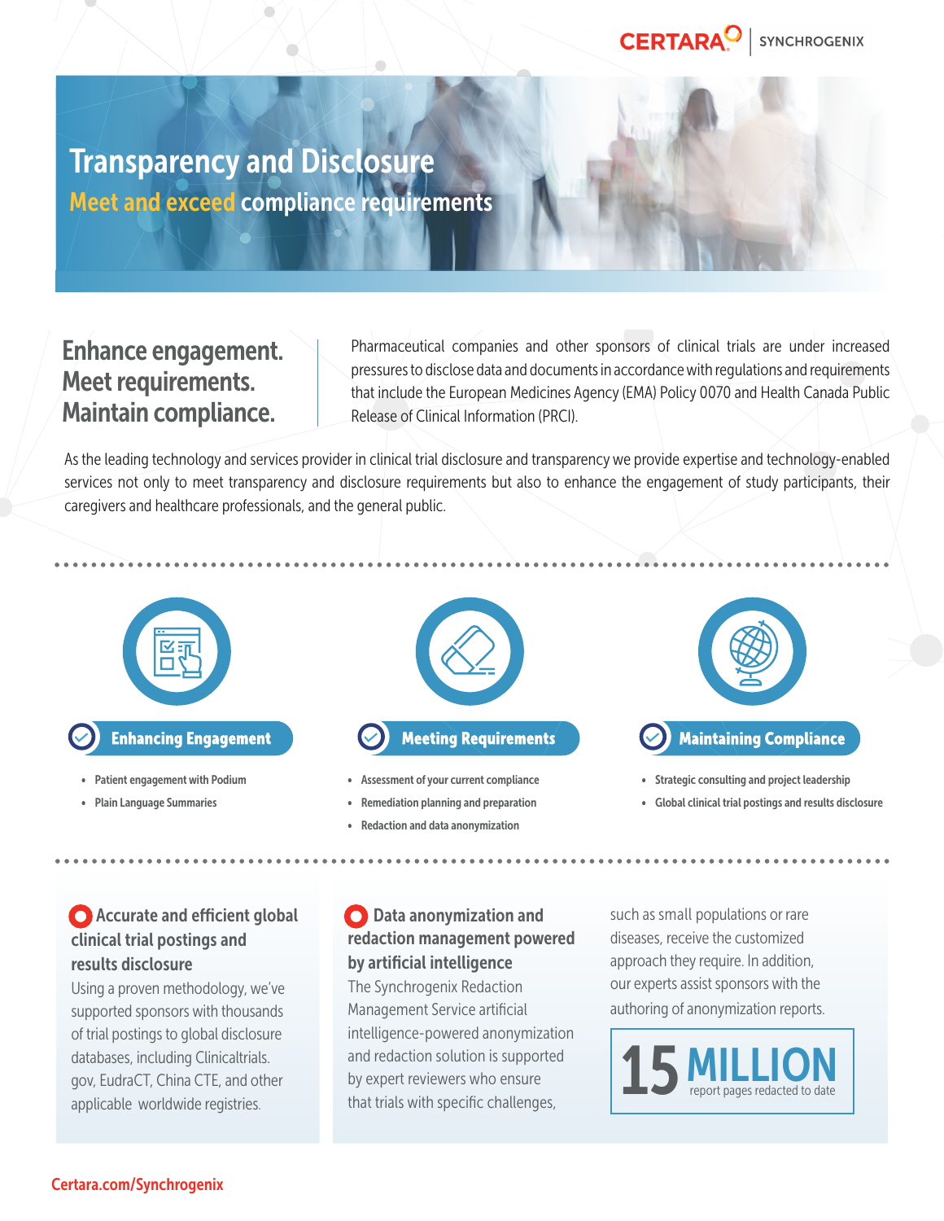# Transparency and Disclosure

## Meet and exceed compliance requirements

## Enhance engagement. Meet requirements. Maintain compliance.

Pharmaceutical companies and other sponsors of clinical trials are under increased pressures to disclose data and documents in accordance with regulations and requirements that include the European Medicines Agency (EMA) Policy 0070 and Health Canada Public Release of Clinical Information (PRCI).

As the leading technology and services provider in clinical trial disclosure and transparency we provide expertise and technology-enabled services not only to meet transparency and disclosure requirements but also to enhance the engagement of study participants, their caregivers and healthcare professionals, and the general public.

### Enhancing Engagement

- Patient engagement with Podium
- Plain Language Summaries

### Meeting Requirements

- Assessment of your current compliance
- Remediation planning and preparation
- Redaction and data anonymization

### Maintaining Compliance

- Strategic consulting and project leadership
- Global clinical trial postings and results disclosure

### Accurate and efficient global clinical trial postings and results disclosure

Using a proven methodology, we've supported sponsors with thousands of trial postings to global disclosure databases, including Clinicaltrials.gov, EudraCT, China CTE, and other applicable worldwide registries.

### Data anonymization and redaction management powered by artificial intelligence

The Synchrogenix Redaction Management Service artificial intelligence-powered anonymization and redaction solution is supported by expert reviewers who ensure that trials with specific challenges, such as small populations or rare diseases, receive the customized approach they require. In addition, our experts assist sponsors with the authoring of anonymization reports.

**15 MILLION** report pages redacted to date

Certara.com/Synchrogenix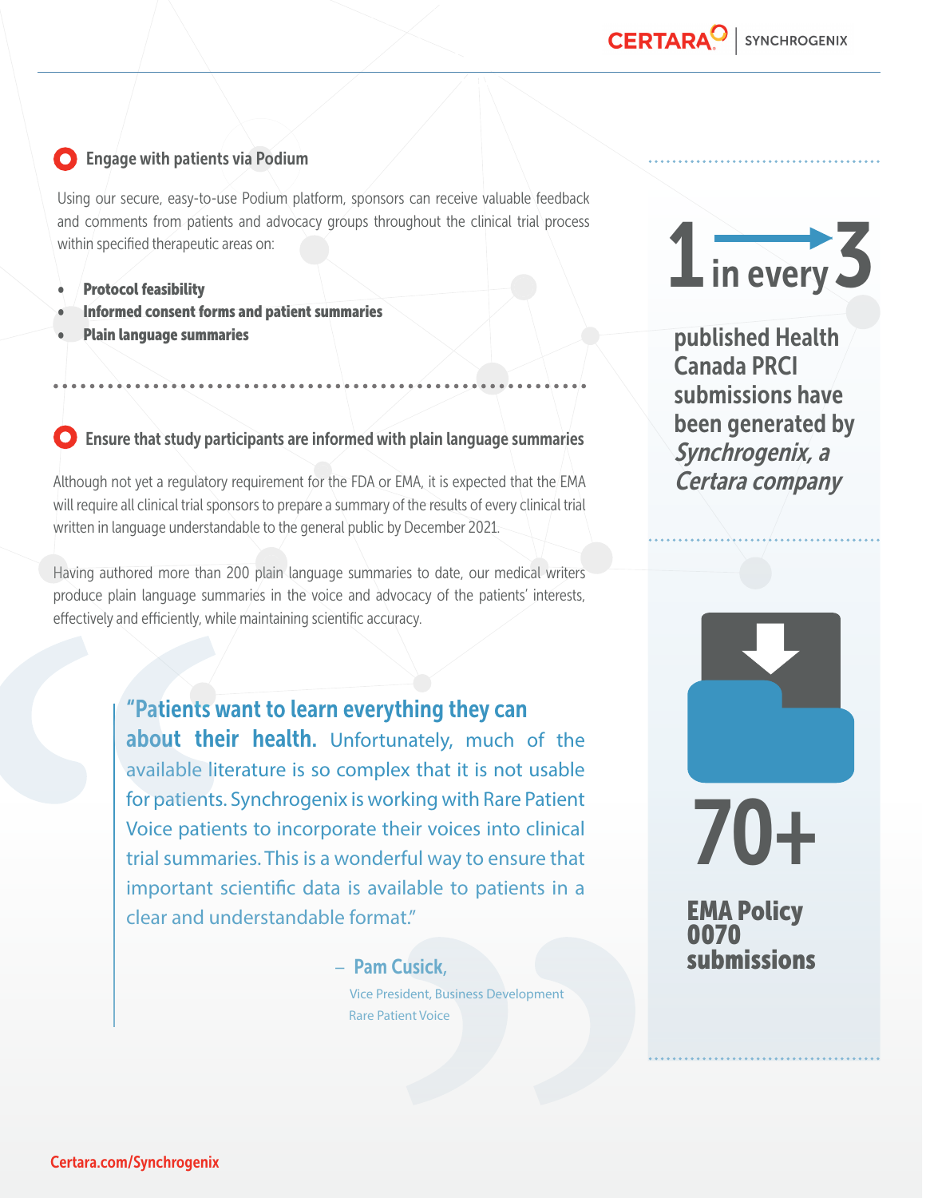## Engage with patients via Podium

Using our secure, easy-to-use Podium platform, sponsors can receive valuable feedback and comments from patients and advocacy groups throughout the clinical trial process within specified therapeutic areas on:

- **Protocol feasibility**
- **Informed consent forms and patient summaries**
- **Plain language summaries**

## Ensure that study participants are informed with plain language summaries

Although not yet a regulatory requirement for the FDA or EMA, it is expected that the EMA will require all clinical trial sponsors to prepare a summary of the results of every clinical trial written in language understandable to the general public by December 2021.

Having authored more than 200 plain language summaries to date, our medical writers produce plain language summaries in the voice and advocacy of the patients' interests, effectively and efficiently, while maintaining scientific accuracy.

> **"Patients want to learn everything they can about their health.** Unfortunately, much of the available literature is so complex that it is not usable for patients. Synchrogenix is working with Rare Patient Voice patients to incorporate their voices into clinical trial summaries. This is a wonderful way to ensure that important scientific data is available to patients in a clear and understandable format."
>
> – **Pam Cusick,**
> Vice President, Business Development
> Rare Patient Voice

**1 in every 3**

**published Health Canada PRCI submissions have been generated by *Synchrogenix, a Certara company***

**70+**

**EMA Policy 0070 submissions**

Certara.com/Synchrogenix